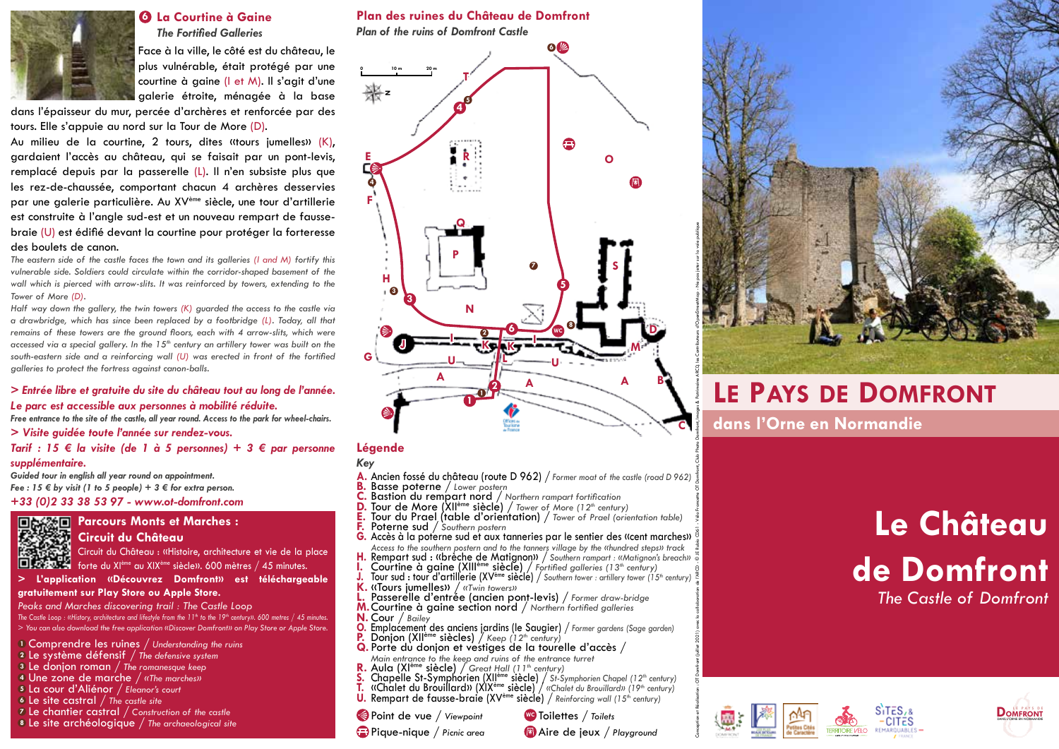## 6 La Courtine à Gaine

*The Fortified Galleries*

Face à la ville, le côté est du château, le plus vulnérable, était protégé par une courtine à gaine (I et M). Il s'agit d'une galerie étroite, ménagée à la base dans l'épaisseur du mur, percée d'archères et renforcée par des tours. Elle s'appuie au nord sur la Tour de More (D).

Au milieu de la courtine, 2 tours, dites «tours jumelles» (K), gardaient l'accès au château, qui se faisait par un pont-levis, remplacé depuis par la passerelle (L). Il n'en subsiste plus que les rez-de-chaussée, comportant chacun 4 archères desservies par une galerie particulière. Au XV[ème] siècle, une tour d'artillerie est construite à l'angle sud-est et un nouveau rempart de fausse-braie (U) est édifié devant la courtine pour protéger la forteresse des boulets de canon.

*The eastern side of the castle faces the town and its galleries (I and M) fortify this vulnerable side. Soldiers could circulate within the corridor-shaped basement of the wall which is pierced with arrow-slits. It was reinforced by towers, extending to the Tower of More (D).*

*Half way down the gallery, the twin towers (K) guarded the access to the castle via a drawbridge, which has since been replaced by a footbridge (L). Today, all that remains of these towers are the ground floors, each with 4 arrow-slits, which were accessed via a special gallery. In the 15th century an artillery tower was built on the south-eastern side and a reinforcing wall (U) was erected in front of the fortified galleries to protect the fortress against canon-balls.*

***> Entrée libre et gratuite du site du château tout au long de l'année.***

***Le parc est accessible aux personnes à mobilité réduite.***

***Free entrance to the site of the castle, all year round. Access to the park for wheel-chairs.***

***> Visite guidée toute l'année sur rendez-vous.***

***Tarif : 15 € la visite (de 1 à 5 personnes) + 3 € par personne supplémentaire.***

***Guided tour in english all year round on appointment.***

***Fee : 15 € by visit (1 to 5 people) + 3 € for extra person.***

***+33 (0)2 33 38 53 97 - www.ot-domfront.com***

### Parcours Monts et Marches : Circuit du Château

Circuit du Château : «Histoire, architecture et vie de la place forte du XI[ème] au XIX[ème] siècle». 600 mètres / 45 minutes.

**> L'application «Découvrez Domfront» est téléchargeable gratuitement sur Play Store ou Apple Store.**

*Peaks and Marches discovering trail : The Castle Loop*

*The Castle Loop : «History, architecture and lifestyle from the 11th to the 19th century». 600 metres / 45 minutes.*

*> You can also download the free application «Discover Domfront» on Play Store or Apple Store.*

1. Comprendre les ruines / *Understanding the ruins*
2. Le système défensif / *The defensive system*
3. Le donjon roman / *The romanesque keep*
4. Une zone de marche / *«The marches»*
5. La cour d'Aliénor / *Eleanor's court*
6. Le site castral / *The castle site*
7. Le chantier castral / *Construction of the castle*
8. Le site archéologique / *The archaeological site*

## Plan des ruines du Château de Domfront

*Plan of the ruins of Domfront Castle*

### Légende

*Key*

- **A.** Ancien fossé du château (route D 962) / *Former moat of the castle (road D 962)*
- **B.** Basse poterne / *Lower postern*
- **C.** Bastion du rempart nord / *Northern rampart fortification*
- **D.** Tour de More (XII[ème] siècle) / *Tower of More (12th century)*
- **E.** Tour du Prael (table d'orientation) / *Tower of Prael (orientation table)*
- **F.** Poterne sud / *Southern postern*
- **G.** Accès à la poterne sud et aux tanneries par le sentier des «cent marches» / *Access to the southern postern and to the tanners village by the «hundred steps» track*
- **H.** Rempart sud : «brèche de Matignon» / *Southern rampart : «Matignon's breach»*
- **I.** Courtine à gaine (XIII[ème] siècle) / *Fortified galleries (13th century)*
- **J.** Tour sud : tour d'artillerie (XV[ème] siècle) / *Southern tower : artillery tower (15th century)*
- **K.** «Tours jumelles» / *«Twin towers»*
- **L.** Passerelle d'entrée (ancien pont-levis) / *Former draw-bridge*
- **M.** Courtine à gaine section nord / *Northern fortified galleries*
- **N.** Cour / *Bailey*
- **O.** Emplacement des anciens jardins (le Saugier) / *Former gardens (Sage garden)*
- **P.** Donjon (XII[ème] siècles) / *Keep (12th century)*
- **Q.** Porte du donjon et vestiges de la tourelle d'accès / *Main entrance to the keep and ruins of the entrance turret*
- **R.** Aula (XI[ème] siècle) / *Great Hall (11th century)*
- **S.** Chapelle St-Symphorien (XII[ème] siècle) / *St-Symphorien Chapel (12th century)*
- **T.** «Chalet du Brouillard» (XIX[ème] siècle) / *«Chalet du Brouillard» (19th century)*
- **U.** Rempart de fausse-braie (XV[ème] siècle) / *Reinforcing wall (15th century)*

Point de vue / *Viewpoint* — WC Toilettes / *Toilets*

Pique-nique / *Picnic area* — Aire de jeux / *Playground*

# Le Pays de Domfront

## dans l'Orne en Normandie

# Le Château de Domfront

*The Castle of Domfront*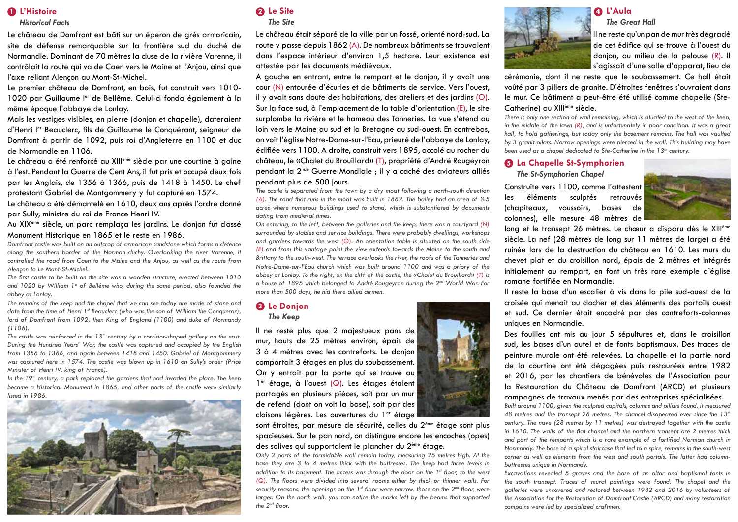## 1 L'Histoire

### *Historical Facts*

Le château de Domfront est bâti sur un éperon de grès armoricain, site de défense remarquable sur la frontière sud du duché de Normandie. Dominant de 70 mètres la cluse de la rivière Varenne, il contrôlait la route qui va de Caen vers le Maine et l'Anjou, ainsi que l'axe reliant Alençon au Mont-St-Michel.

Le premier château de Domfront, en bois, fut construit vers 1010-1020 par Guillaume Ier de Bellême. Celui-ci fonda également à la même époque l'abbaye de Lonlay.

Mais les vestiges visibles, en pierre (donjon et chapelle), dateraient d'Henri Ier Beauclerc, fils de Guillaume le Conquérant, seigneur de Domfront à partir de 1092, puis roi d'Angleterre en 1100 et duc de Normandie en 1106.

Le château a été renforcé au XIIIème siècle par une courtine à gaine à l'est. Pendant la Guerre de Cent Ans, il fut pris et occupé deux fois par les Anglais, de 1356 à 1366, puis de 1418 à 1450. Le chef protestant Gabriel de Montgommery y fut capturé en 1574.

Le château a été démantelé en 1610, deux ans après l'ordre donné par Sully, ministre du roi de France Henri IV.

Au XIXème siècle, un parc remplaça les jardins. Le donjon fut classé Monument Historique en 1865 et le reste en 1986.

*Domfront castle was built on an outcrop of armorican sandstone which forms a defence along the southern border of the Norman duchy. Overlooking the river Varenne, it controlled the road from Caen to the Maine and the Anjou, as well as the route from Alençon to Le Mont-St-Michel.*

*The first castle to be built on the site was a wooden structure, erected between 1010 and 1020 by William 1st of Bellême who, during the same period, also founded the abbey at Lonlay.*

*The remains of the keep and the chapel that we can see today are made of stone and date from the time of Henri 1st Beauclerc (who was the son of William the Conqueror), lord of Domfront from 1092, then King of England (1100) and duke of Normandy (1106).*

*The castle was reinforced in the 13th century by a corridor-shaped gallery on the east. During the Hundred Years' War, the castle was captured and occupied by the English from 1356 to 1366, and again between 1418 and 1450. Gabriel of Montgommery was captured here in 1574. The castle was blown up in 1610 on Sully's order (Price Minister of Henri IV, king of France).*

*In the 19th century, a park replaced the gardens that had invaded the place. The keep became a Historical Monument in 1865, and other parts of the castle were similarly listed in 1986.*

## 2 Le Site

### *The Site*

Le château était séparé de la ville par un fossé, orienté nord-sud. La route y passe depuis 1862 (A). De nombreux bâtiments se trouvaient dans l'espace intérieur d'environ 1,5 hectare. Leur existence est attestée par les documents médiévaux.

A gauche en entrant, entre le rempart et le donjon, il y avait une cour (N) entourée d'écuries et de bâtiments de service. Vers l'ouest, il y avait sans doute des habitations, des ateliers et des jardins (O). Sur la face sud, à l'emplacement de la table d'orientation (E), le site surplombe la rivière et le hameau des Tanneries. La vue s'étend au loin vers le Maine au sud et la Bretagne au sud-ouest. En contrebas, on voit l'église Notre-Dame-sur-l'Eau, prieuré de l'abbaye de Lonlay, édifiée vers 1100. A droite, construit vers 1895, accolé au rocher du château, le «Chalet du Brouillard» (T), propriété d'André Rougeyron pendant la 2nde Guerre Mondiale ; il y a caché des aviateurs alliés pendant plus de 500 jours.

*The castle is separated from the town by a dry moat following a north-south direction (A). The road that runs in the moat was built in 1862. The bailey had an area of 3.5 acres where numerous buildings used to stand, which is substantiated by documents dating from medieval times.*

*On entering, to the left, between the galleries and the keep, there was a courtyard (N) surrounded by stables and service buildings. There were probably dwellings, workshops and gardens towards the west (O). An orientation table is situated on the south side (E) and from this vantage point the view extends towards the Maine to the south and Brittany to the south-west. The terrace overlooks the river, the roofs of the Tanneries and Notre-Dame-sur-l'Eau church which was built around 1100 and was a priory of the abbey at Lonlay. To the right, on the cliff of the castle, the «Chalet du Brouillard» (T) is a house of 1895 which belonged to André Rougeyron during the 2nd World War. For more than 500 days, he hid there allied airmen.*

## 3 Le Donjon

### *The Keep*

Il ne reste plus que 2 majestueux pans de mur, hauts de 25 mètres environ, épais de 3 à 4 mètres avec les contreforts. Le donjon comportait 3 étages en plus du soubassement. On y entrait par la porte qui se trouve au 1er étage, à l'ouest (Q). Les étages étaient partagés en plusieurs pièces, soit par un mur de refend (dont on voit la base), soit par des cloisons légères. Les ouvertures du 1er étage sont étroites, par mesure de sécurité, celles du 2ème étage sont plus spacieuses. Sur le pan nord, on distingue encore les encoches (opes) des solives qui supportaient le plancher du 2ème étage.

*Only 2 parts of the formidable wall remain today, measuring 25 metres high. At the base they are 3 to 4 metres thick with the buttresses. The keep had three levels in addition to its basement. The access was through the door on the 1st floor, to the west (Q). The floors were divided into several rooms either by thick or thinner walls. For security reasons, the openings on the 1st floor were narrow, those on the 2nd floor, were larger. On the north wall, you can notice the marks left by the beams that supported the 2nd floor.*

## 4 L'Aula

### *The Great Hall*

Il ne reste qu'un pan de mur très dégradé de cet édifice qui se trouve à l'ouest du donjon, au milieu de la pelouse (R). Il s'agissait d'une salle d'apparat, lieu de cérémonie, dont il ne reste que le soubassement. Ce hall était voûté par 3 piliers de granite. D'étroites fenêtres s'ouvraient dans le mur. Ce bâtiment a peut-être été utilisé comme chapelle (Ste-Catherine) au XIIIème siècle.

*There is only one section of wall remaining, which is situated to the west of the keep, in the middle of the lawn (R), and is unfortunately in poor condition. It was a great hall, to hold gatherings, but today only the basement remains. The hall was vaulted by 3 granit pilars. Narrow openings were pierced in the wall. This building may have been used as a chapel dedicated to Ste-Catherine in the 13th century.*

## 5 La Chapelle St-Symphorien

### *The St-Symphorien Chapel*

Construite vers 1100, comme l'attestent les éléments sculptés retrouvés (chapiteaux, voussoirs, bases de colonnes), elle mesure 48 mètres de long et le transept 26 mètres. Le chœur a disparu dès le XIIIème siècle. La nef (28 mètres de long sur 11 mètres de large) a été ruinée lors de la destruction du château en 1610. Les murs du chevet plat et du croisillon nord, épais de 2 mètres et intégrés initialement au rempart, en font un très rare exemple d'église romane fortifiée en Normandie.

Il reste la base d'un escalier à vis dans la pile sud-ouest de la croisée qui menait au clocher et des éléments des portails ouest et sud. Ce dernier était encadré par des contreforts-colonnes uniques en Normandie.

Des fouilles ont mis au jour 5 sépultures et, dans le croisillon sud, les bases d'un autel et de fonts baptismaux. Des traces de peinture murale ont été relevées. La chapelle et la partie nord de la courtine ont été dégagées puis restaurées entre 1982 et 2016, par les chantiers de bénévoles de l'Association pour la Restauration du Château de Domfront (ARCD) et plusieurs campagnes de travaux menés par des entreprises spécialisées.

*Built around 1100, given the sculpted capitals, columns and pillars found, it measured 48 metres and the transept 26 metres. The chancel disapeared ever since the 13th century. The nave (28 metres by 11 metres) was destroyed together with the castle in 1610. The walls of the flat chancel and the northern transept are 2 metres thick and part of the remparts which is a rare example of a fortified Norman church in Normandy. The base of a spiral staircase that led to a spire, remains in the south-west corner as well as elements from the west and south portals. The latter had column-buttresses unique in Normandy.*

*Excavations revealed 5 graves and the base of an altar and baptismal fonts in the south transept. Traces of mural paintings were found. The chapel and the galleries were uncovered and restored between 1982 and 2016 by volunteers of the Association for the Restoration of Domfront Castle (ARCD) and many restoration campaigns were led by specialized craftmen.*